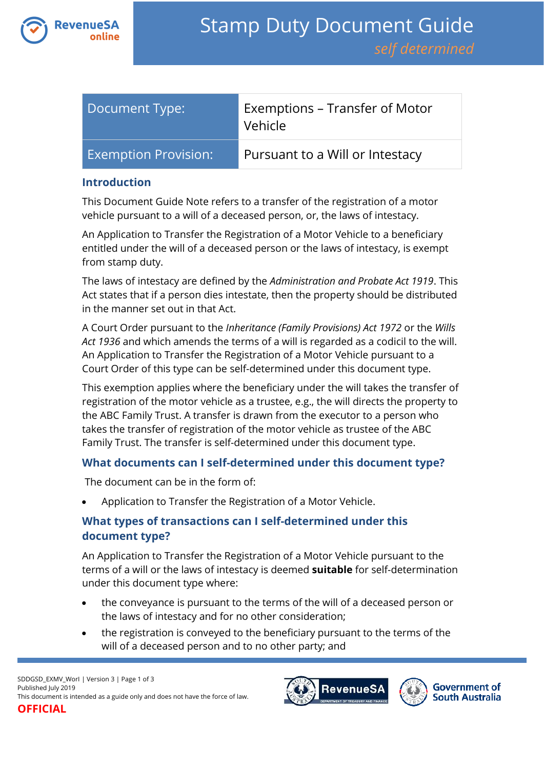# Stamp Duty Document Guide

*self determined*

| Document Type: | Exemptions – Transfer of Motor Vehicle |
|---|---|
| Exemption Provision: | Pursuant to a Will or Intestacy |

## Introduction

This Document Guide Note refers to a transfer of the registration of a motor vehicle pursuant to a will of a deceased person, or, the laws of intestacy.

An Application to Transfer the Registration of a Motor Vehicle to a beneficiary entitled under the will of a deceased person or the laws of intestacy, is exempt from stamp duty.

The laws of intestacy are defined by the *Administration and Probate Act 1919*. This Act states that if a person dies intestate, then the property should be distributed in the manner set out in that Act.

A Court Order pursuant to the *Inheritance (Family Provisions) Act 1972* or the *Wills Act 1936* and which amends the terms of a will is regarded as a codicil to the will. An Application to Transfer the Registration of a Motor Vehicle pursuant to a Court Order of this type can be self-determined under this document type.

This exemption applies where the beneficiary under the will takes the transfer of registration of the motor vehicle as a trustee, e.g., the will directs the property to the ABC Family Trust. A transfer is drawn from the executor to a person who takes the transfer of registration of the motor vehicle as trustee of the ABC Family Trust. The transfer is self-determined under this document type.

## What documents can I self-determined under this document type?

The document can be in the form of:

- Application to Transfer the Registration of a Motor Vehicle.

## What types of transactions can I self-determined under this document type?

An Application to Transfer the Registration of a Motor Vehicle pursuant to the terms of a will or the laws of intestacy is deemed **suitable** for self-determination under this document type where:

- the conveyance is pursuant to the terms of the will of a deceased person or the laws of intestacy and for no other consideration;
- the registration is conveyed to the beneficiary pursuant to the terms of the will of a deceased person and to no other party; and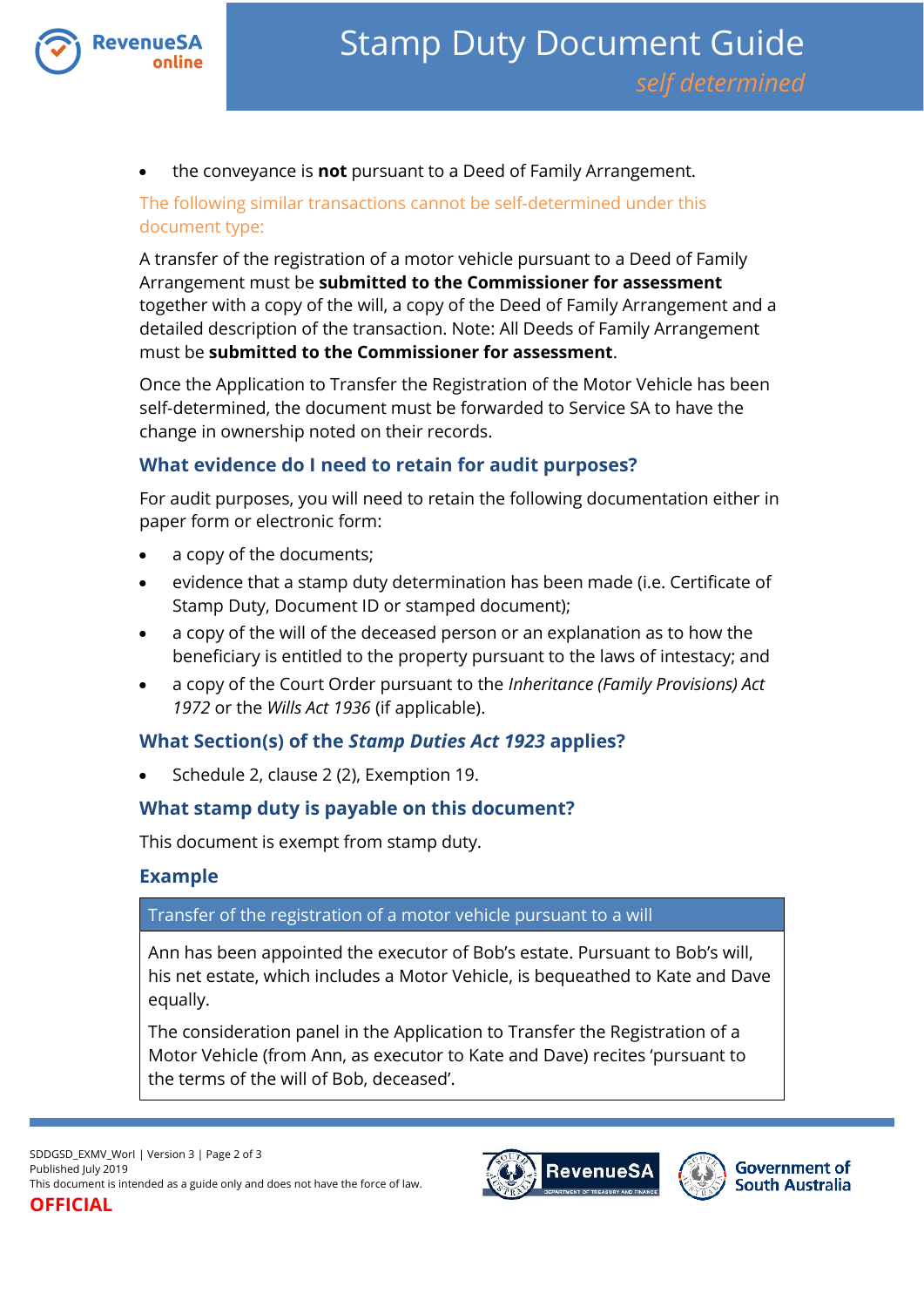- the conveyance is **not** pursuant to a Deed of Family Arrangement.

The following similar transactions cannot be self-determined under this document type:

A transfer of the registration of a motor vehicle pursuant to a Deed of Family Arrangement must be **submitted to the Commissioner for assessment** together with a copy of the will, a copy of the Deed of Family Arrangement and a detailed description of the transaction. Note: All Deeds of Family Arrangement must be **submitted to the Commissioner for assessment**.

Once the Application to Transfer the Registration of the Motor Vehicle has been self-determined, the document must be forwarded to Service SA to have the change in ownership noted on their records.

## What evidence do I need to retain for audit purposes?

For audit purposes, you will need to retain the following documentation either in paper form or electronic form:

- a copy of the documents;
- evidence that a stamp duty determination has been made (i.e. Certificate of Stamp Duty, Document ID or stamped document);
- a copy of the will of the deceased person or an explanation as to how the beneficiary is entitled to the property pursuant to the laws of intestacy; and
- a copy of the Court Order pursuant to the *Inheritance (Family Provisions) Act 1972* or the *Wills Act 1936* (if applicable).

## What Section(s) of the *Stamp Duties Act 1923* applies?

- Schedule 2, clause 2 (2), Exemption 19.

## What stamp duty is payable on this document?

This document is exempt from stamp duty.

## Example

| Transfer of the registration of a motor vehicle pursuant to a will |
|---|
| Ann has been appointed the executor of Bob's estate. Pursuant to Bob's will, his net estate, which includes a Motor Vehicle, is bequeathed to Kate and Dave equally.<br><br>The consideration panel in the Application to Transfer the Registration of a Motor Vehicle (from Ann, as executor to Kate and Dave) recites 'pursuant to the terms of the will of Bob, deceased'. |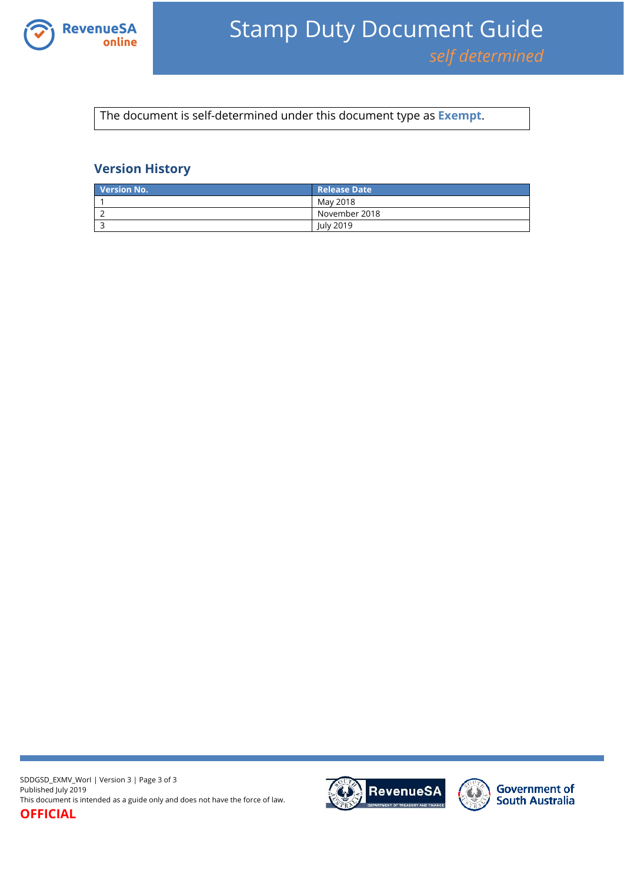The document is self-determined under this document type as **Exempt**.

## Version History

| Version No. | Release Date |
| --- | --- |
| 1 | May 2018 |
| 2 | November 2018 |
| 3 | July 2019 |